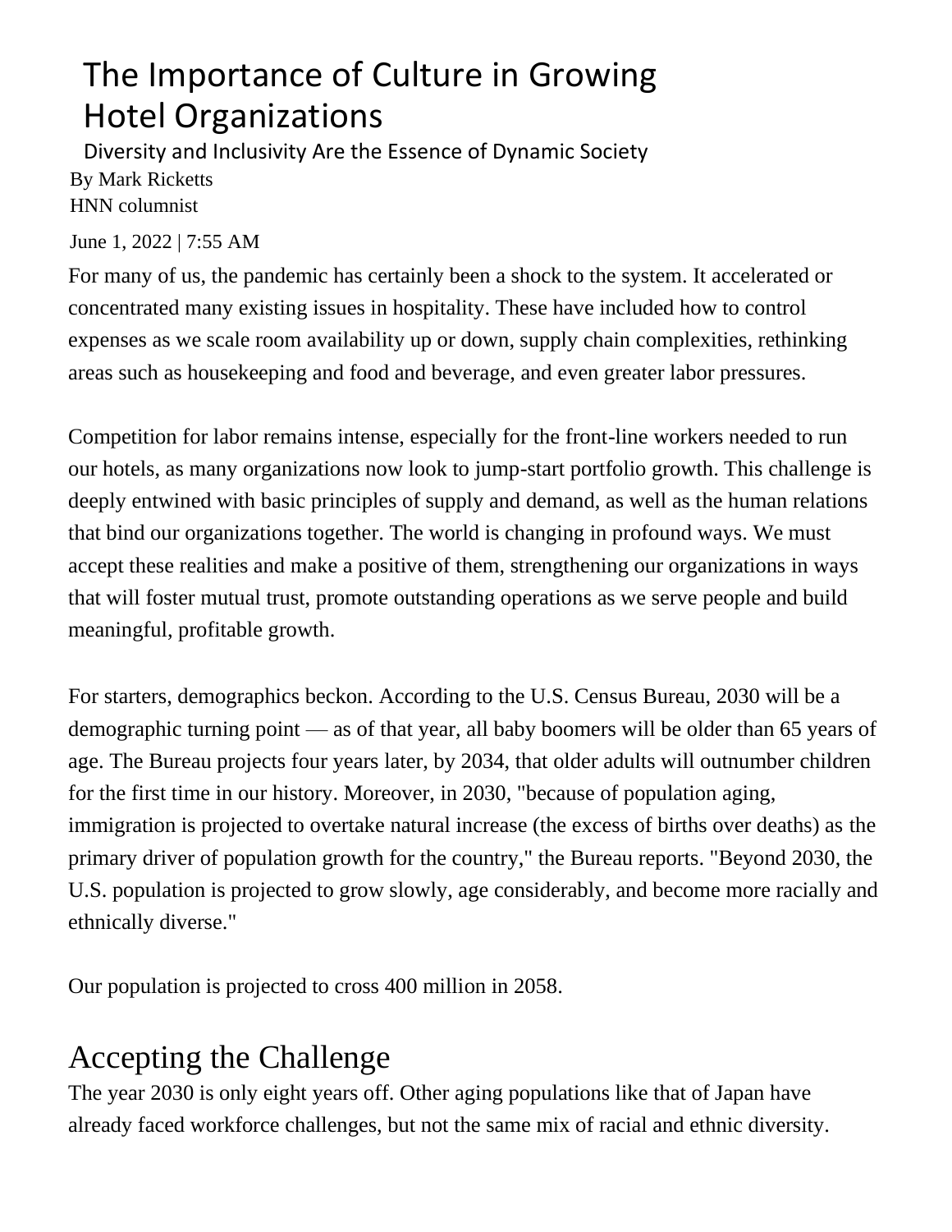# The Importance of Culture in Growing Hotel Organizations

Diversity and Inclusivity Are the Essence of Dynamic Society

By Mark Ricketts
HNN columnist

June 1, 2022 | 7:55 AM

For many of us, the pandemic has certainly been a shock to the system. It accelerated or concentrated many existing issues in hospitality. These have included how to control expenses as we scale room availability up or down, supply chain complexities, rethinking areas such as housekeeping and food and beverage, and even greater labor pressures.

Competition for labor remains intense, especially for the front-line workers needed to run our hotels, as many organizations now look to jump-start portfolio growth. This challenge is deeply entwined with basic principles of supply and demand, as well as the human relations that bind our organizations together. The world is changing in profound ways. We must accept these realities and make a positive of them, strengthening our organizations in ways that will foster mutual trust, promote outstanding operations as we serve people and build meaningful, profitable growth.

For starters, demographics beckon. According to the U.S. Census Bureau, 2030 will be a demographic turning point — as of that year, all baby boomers will be older than 65 years of age. The Bureau projects four years later, by 2034, that older adults will outnumber children for the first time in our history. Moreover, in 2030, "because of population aging, immigration is projected to overtake natural increase (the excess of births over deaths) as the primary driver of population growth for the country," the Bureau reports. "Beyond 2030, the U.S. population is projected to grow slowly, age considerably, and become more racially and ethnically diverse."

Our population is projected to cross 400 million in 2058.

## Accepting the Challenge

The year 2030 is only eight years off. Other aging populations like that of Japan have already faced workforce challenges, but not the same mix of racial and ethnic diversity.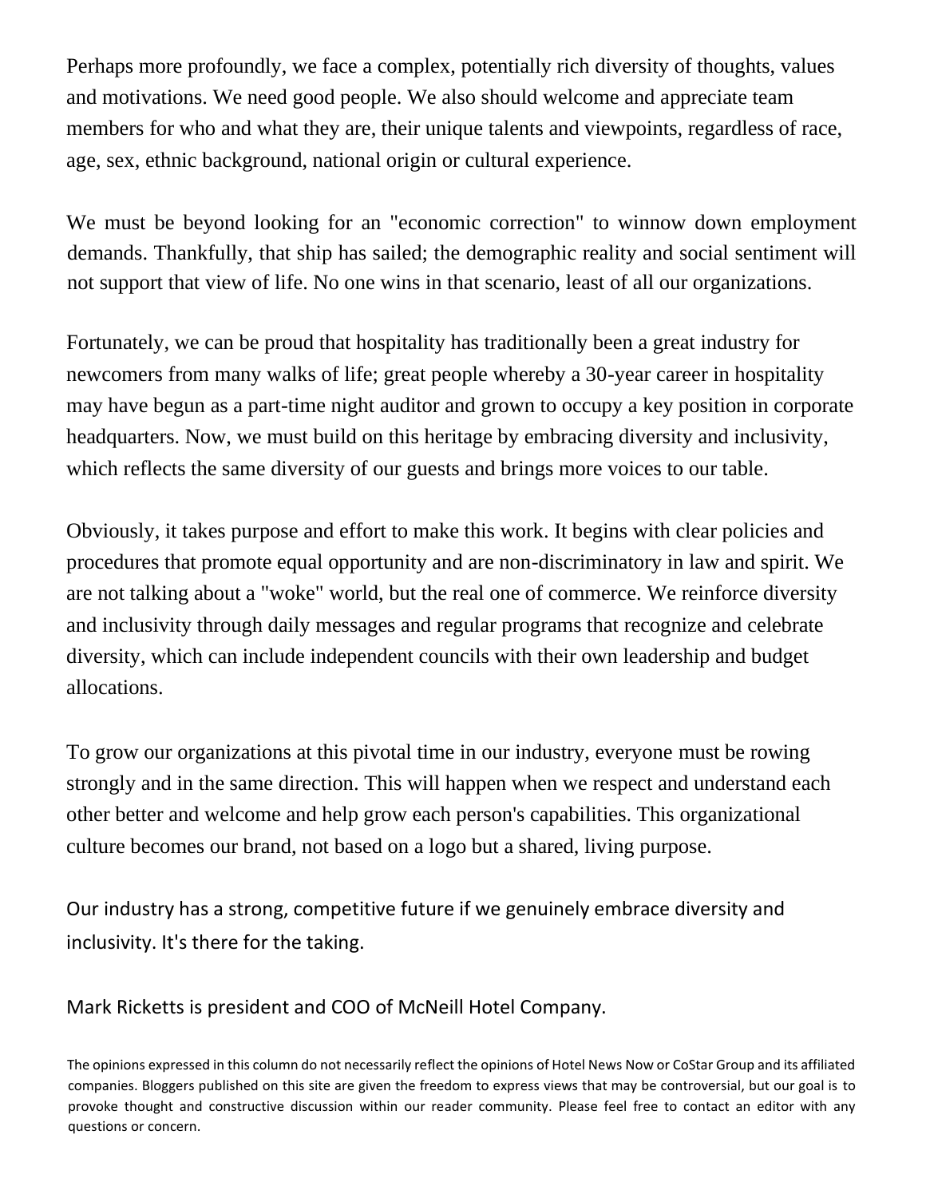Perhaps more profoundly, we face a complex, potentially rich diversity of thoughts, values and motivations. We need good people. We also should welcome and appreciate team members for who and what they are, their unique talents and viewpoints, regardless of race, age, sex, ethnic background, national origin or cultural experience.

We must be beyond looking for an "economic correction" to winnow down employment demands. Thankfully, that ship has sailed; the demographic reality and social sentiment will not support that view of life. No one wins in that scenario, least of all our organizations.

Fortunately, we can be proud that hospitality has traditionally been a great industry for newcomers from many walks of life; great people whereby a 30-year career in hospitality may have begun as a part-time night auditor and grown to occupy a key position in corporate headquarters. Now, we must build on this heritage by embracing diversity and inclusivity, which reflects the same diversity of our guests and brings more voices to our table.

Obviously, it takes purpose and effort to make this work. It begins with clear policies and procedures that promote equal opportunity and are non-discriminatory in law and spirit. We are not talking about a "woke" world, but the real one of commerce. We reinforce diversity and inclusivity through daily messages and regular programs that recognize and celebrate diversity, which can include independent councils with their own leadership and budget allocations.

To grow our organizations at this pivotal time in our industry, everyone must be rowing strongly and in the same direction. This will happen when we respect and understand each other better and welcome and help grow each person's capabilities. This organizational culture becomes our brand, not based on a logo but a shared, living purpose.

Our industry has a strong, competitive future if we genuinely embrace diversity and inclusivity. It's there for the taking.

Mark Ricketts is president and COO of McNeill Hotel Company.

The opinions expressed in this column do not necessarily reflect the opinions of Hotel News Now or CoStar Group and its affiliated companies. Bloggers published on this site are given the freedom to express views that may be controversial, but our goal is to provoke thought and constructive discussion within our reader community. Please feel free to contact an editor with any questions or concern.